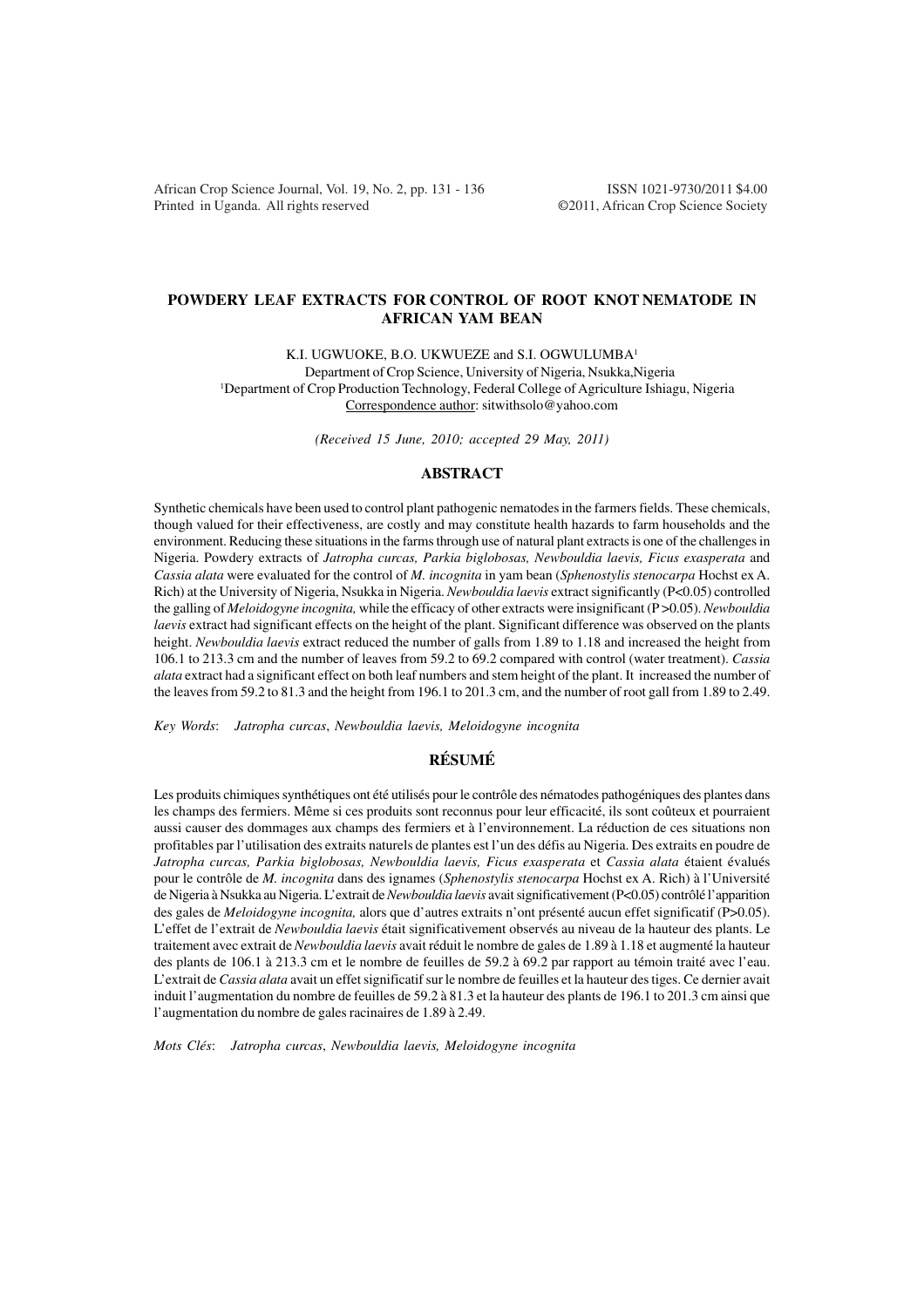African Crop Science Journal, Vol. 19, No. 2, pp. 131 - 136
Printed in Uganda. All rights reserved

ISSN 1021-9730/2011 $4.00
©2011, African Crop Science Society

# POWDERY LEAF EXTRACTS FOR CONTROL OF ROOT KNOT NEMATODE IN AFRICAN YAM BEAN

K.I. UGWUOKE, B.O. UKWUEZE and S.I. OGWULUMBA[1]

Department of Crop Science, University of Nigeria, Nsukka,Nigeria
[1]Department of Crop Production Technology, Federal College of Agriculture Ishiagu, Nigeria
Correspondence author: sitwithsolo@yahoo.com

*(Received 15 June, 2010; accepted 29 May, 2011)*

## ABSTRACT

Synthetic chemicals have been used to control plant pathogenic nematodes in the farmers fields. These chemicals, though valued for their effectiveness, are costly and may constitute health hazards to farm households and the environment. Reducing these situations in the farms through use of natural plant extracts is one of the challenges in Nigeria. Powdery extracts of *Jatropha curcas, Parkia biglobosas, Newbouldia laevis, Ficus exasperata* and *Cassia alata* were evaluated for the control of *M. incognita* in yam bean (*Sphenostylis stenocarpa* Hochst ex A. Rich) at the University of Nigeria, Nsukka in Nigeria. *Newbouldia laevis* extract significantly (P<0.05) controlled the galling of *Meloidogyne incognita,* while the efficacy of other extracts were insignificant (P >0.05). *Newbouldia laevis* extract had significant effects on the height of the plant. Significant difference was observed on the plants height. *Newbouldia laevis* extract reduced the number of galls from 1.89 to 1.18 and increased the height from 106.1 to 213.3 cm and the number of leaves from 59.2 to 69.2 compared with control (water treatment). *Cassia alata* extract had a significant effect on both leaf numbers and stem height of the plant. It increased the number of the leaves from 59.2 to 81.3 and the height from 196.1 to 201.3 cm, and the number of root gall from 1.89 to 2.49.

*Key Words*: *Jatropha curcas*, *Newbouldia laevis, Meloidogyne incognita*

## RÉSUMÉ

Les produits chimiques synthétiques ont été utilisés pour le contrôle des nématodes pathogéniques des plantes dans les champs des fermiers. Même si ces produits sont reconnus pour leur efficacité, ils sont coûteux et pourraient aussi causer des dommages aux champs des fermiers et à l'environnement. La réduction de ces situations non profitables par l'utilisation des extraits naturels de plantes est l'un des défis au Nigeria. Des extraits en poudre de *Jatropha curcas, Parkia biglobosas, Newbouldia laevis, Ficus exasperata* et *Cassia alata* étaient évalués pour le contrôle de *M. incognita* dans des ignames (*Sphenostylis stenocarpa* Hochst ex A. Rich) à l'Université de Nigeria à Nsukka au Nigeria. L'extrait de *Newbouldia laevis* avait significativement (P<0.05) contrôlé l'apparition des gales de *Meloidogyne incognita,* alors que d'autres extraits n'ont présenté aucun effet significatif (P>0.05). L'effet de l'extrait de *Newbouldia laevis* était significativement observés au niveau de la hauteur des plants. Le traitement avec extrait de *Newbouldia laevis* avait réduit le nombre de gales de 1.89 à 1.18 et augmenté la hauteur des plants de 106.1 à 213.3 cm et le nombre de feuilles de 59.2 à 69.2 par rapport au témoin traité avec l'eau. L'extrait de *Cassia alata* avait un effet significatif sur le nombre de feuilles et la hauteur des tiges. Ce dernier avait induit l'augmentation du nombre de feuilles de 59.2 à 81.3 et la hauteur des plants de 196.1 to 201.3 cm ainsi que l'augmentation du nombre de gales racinaires de 1.89 à 2.49.

*Mots Clés*: *Jatropha curcas*, *Newbouldia laevis, Meloidogyne incognita*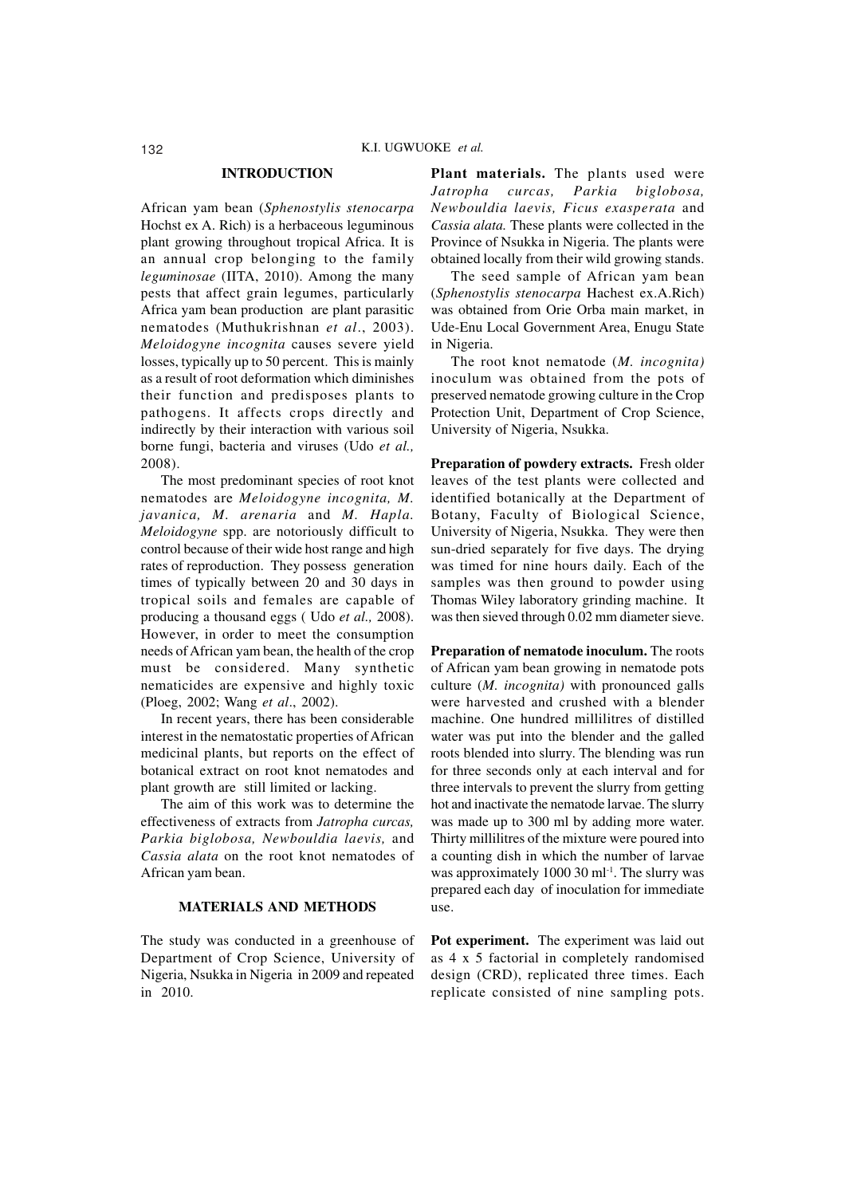## INTRODUCTION

African yam bean (*Sphenostylis stenocarpa* Hochst ex A. Rich) is a herbaceous leguminous plant growing throughout tropical Africa. It is an annual crop belonging to the family *leguminosae* (IITA, 2010). Among the many pests that affect grain legumes, particularly Africa yam bean production are plant parasitic nematodes (Muthukrishnan *et al*., 2003). *Meloidogyne incognita* causes severe yield losses, typically up to 50 percent. This is mainly as a result of root deformation which diminishes their function and predisposes plants to pathogens. It affects crops directly and indirectly by their interaction with various soil borne fungi, bacteria and viruses (Udo *et al.,* 2008).

The most predominant species of root knot nematodes are *Meloidogyne incognita, M. javanica, M. arenaria* and *M. Hapla. Meloidogyne* spp. are notoriously difficult to control because of their wide host range and high rates of reproduction. They possess generation times of typically between 20 and 30 days in tropical soils and females are capable of producing a thousand eggs ( Udo *et al.,* 2008). However, in order to meet the consumption needs of African yam bean, the health of the crop must be considered. Many synthetic nematicides are expensive and highly toxic (Ploeg, 2002; Wang *et al*., 2002).

In recent years, there has been considerable interest in the nematostatic properties of African medicinal plants, but reports on the effect of botanical extract on root knot nematodes and plant growth are still limited or lacking.

The aim of this work was to determine the effectiveness of extracts from *Jatropha curcas, Parkia biglobosa, Newbouldia laevis,* and *Cassia alata* on the root knot nematodes of African yam bean.

## MATERIALS AND METHODS

The study was conducted in a greenhouse of Department of Crop Science, University of Nigeria, Nsukka in Nigeria in 2009 and repeated in 2010.

**Plant materials.** The plants used were *Jatropha curcas, Parkia biglobosa, Newbouldia laevis, Ficus exasperata* and *Cassia alata.* These plants were collected in the Province of Nsukka in Nigeria. The plants were obtained locally from their wild growing stands.

The seed sample of African yam bean (*Sphenostylis stenocarpa* Hachest ex.A.Rich) was obtained from Orie Orba main market, in Ude-Enu Local Government Area, Enugu State in Nigeria.

The root knot nematode (*M. incognita)* inoculum was obtained from the pots of preserved nematode growing culture in the Crop Protection Unit, Department of Crop Science, University of Nigeria, Nsukka.

**Preparation of powdery extracts.** Fresh older leaves of the test plants were collected and identified botanically at the Department of Botany, Faculty of Biological Science, University of Nigeria, Nsukka. They were then sun-dried separately for five days. The drying was timed for nine hours daily. Each of the samples was then ground to powder using Thomas Wiley laboratory grinding machine. It was then sieved through 0.02 mm diameter sieve.

**Preparation of nematode inoculum.** The roots of African yam bean growing in nematode pots culture (*M. incognita)* with pronounced galls were harvested and crushed with a blender machine. One hundred millilitres of distilled water was put into the blender and the galled roots blended into slurry. The blending was run for three seconds only at each interval and for three intervals to prevent the slurry from getting hot and inactivate the nematode larvae. The slurry was made up to 300 ml by adding more water. Thirty millilitres of the mixture were poured into a counting dish in which the number of larvae was approximately 1000 30 ml$^{-1}$. The slurry was prepared each day of inoculation for immediate use.

**Pot experiment.** The experiment was laid out as 4 x 5 factorial in completely randomised design (CRD), replicated three times. Each replicate consisted of nine sampling pots.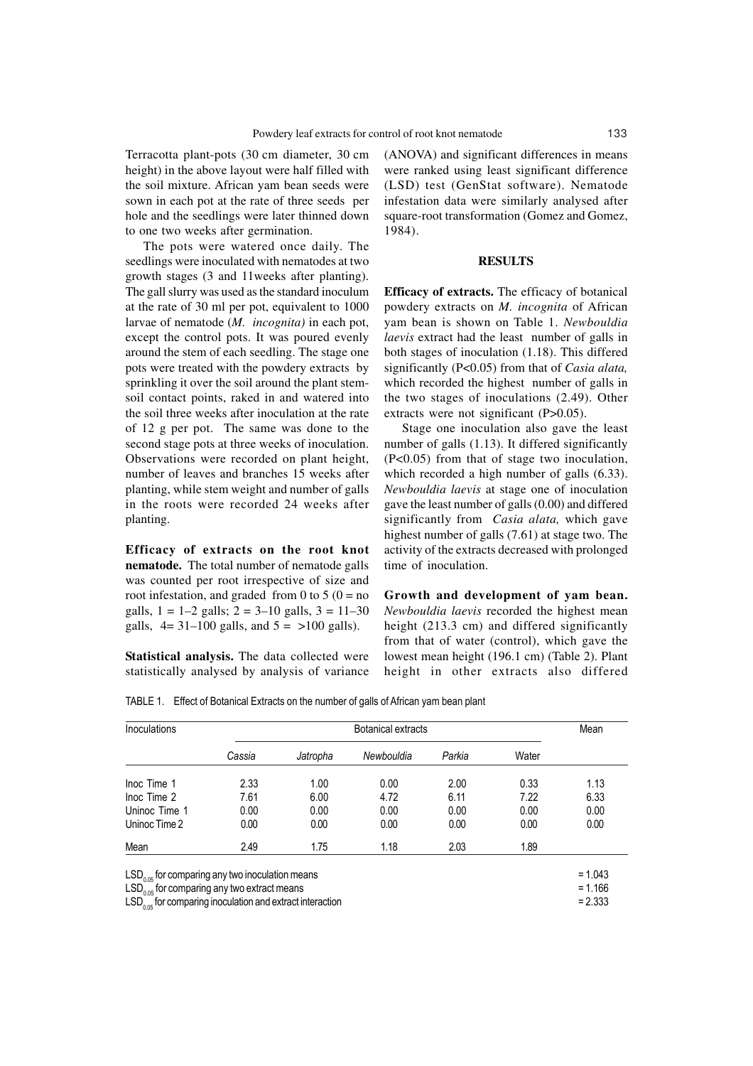Terracotta plant-pots (30 cm diameter, 30 cm height) in the above layout were half filled with the soil mixture. African yam bean seeds were sown in each pot at the rate of three seeds per hole and the seedlings were later thinned down to one two weeks after germination.

The pots were watered once daily. The seedlings were inoculated with nematodes at two growth stages (3 and 11weeks after planting). The gall slurry was used as the standard inoculum at the rate of 30 ml per pot, equivalent to 1000 larvae of nematode (*M. incognita)* in each pot, except the control pots. It was poured evenly around the stem of each seedling. The stage one pots were treated with the powdery extracts by sprinkling it over the soil around the plant stem-soil contact points, raked in and watered into the soil three weeks after inoculation at the rate of 12 g per pot. The same was done to the second stage pots at three weeks of inoculation. Observations were recorded on plant height, number of leaves and branches 15 weeks after planting, while stem weight and number of galls in the roots were recorded 24 weeks after planting.

**Efficacy of extracts on the root knot nematode.** The total number of nematode galls was counted per root irrespective of size and root infestation, and graded from 0 to 5 (0 = no galls, 1 = 1–2 galls; 2 = 3–10 galls, 3 = 11–30 galls, 4= 31–100 galls, and 5 = >100 galls).

**Statistical analysis.** The data collected were statistically analysed by analysis of variance (ANOVA) and significant differences in means were ranked using least significant difference (LSD) test (GenStat software). Nematode infestation data were similarly analysed after square-root transformation (Gomez and Gomez, 1984).

## RESULTS

**Efficacy of extracts.** The efficacy of botanical powdery extracts on *M. incognita* of African yam bean is shown on Table 1. *Newbouldia laevis* extract had the least number of galls in both stages of inoculation (1.18). This differed significantly ($P<0.05$) from that of *Casia alata,* which recorded the highest number of galls in the two stages of inoculations (2.49). Other extracts were not significant ($P>0.05$).

Stage one inoculation also gave the least number of galls (1.13). It differed significantly ($P<0.05$) from that of stage two inoculation, which recorded a high number of galls (6.33). *Newbouldia laevis* at stage one of inoculation gave the least number of galls (0.00) and differed significantly from *Casia alata,* which gave highest number of galls (7.61) at stage two. The activity of the extracts decreased with prolonged time of inoculation.

**Growth and development of yam bean.** *Newbouldia laevis* recorded the highest mean height (213.3 cm) and differed significantly from that of water (control), which gave the lowest mean height (196.1 cm) (Table 2). Plant height in other extracts also differed

TABLE 1. Effect of Botanical Extracts on the number of galls of African yam bean plant

| Inoculations | Botanical extracts | | | | | Mean |
|---|---|---|---|---|---|---|
| | *Cassia* | *Jatropha* | *Newbouldia* | *Parkia* | Water | |
| Inoc Time 1 | 2.33 | 1.00 | 0.00 | 2.00 | 0.33 | 1.13 |
| Inoc Time 2 | 7.61 | 6.00 | 4.72 | 6.11 | 7.22 | 6.33 |
| Uninoc Time 1 | 0.00 | 0.00 | 0.00 | 0.00 | 0.00 | 0.00 |
| Uninoc Time 2 | 0.00 | 0.00 | 0.00 | 0.00 | 0.00 | 0.00 |
| Mean | 2.49 | 1.75 | 1.18 | 2.03 | 1.89 | |

$LSD_{0.05}$ for comparing any two inoculation means = 1.043
$LSD_{0.05}$ for comparing any two extract means = 1.166
$LSD_{0.05}$ for comparing inoculation and extract interaction = 2.333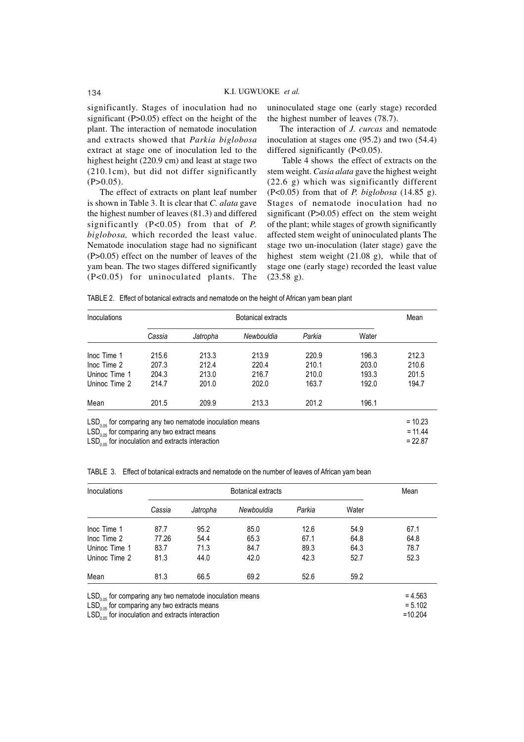significantly. Stages of inoculation had no significant ($P>0.05$) effect on the height of the plant. The interaction of nematode inoculation and extracts showed that *Parkia biglobosa* extract at stage one of inoculation led to the highest height (220.9 cm) and least at stage two (210.1cm), but did not differ significantly ($P>0.05$).

The effect of extracts on plant leaf number is shown in Table 3. It is clear that *C. alata* gave the highest number of leaves (81.3) and differed significantly ($P<0.05$) from that of *P. biglobosa,* which recorded the least value. Nematode inoculation stage had no significant ($P>0.05$) effect on the number of leaves of the yam bean. The two stages differed significantly ($P<0.05$) for uninoculated plants. The uninoculated stage one (early stage) recorded the highest number of leaves (78.7).

The interaction of *J. curcas* and nematode inoculation at stages one (95.2) and two (54.4) differed significantly ($P<0.05$).

Table 4 shows the effect of extracts on the stem weight. *Casia alata* gave the highest weight (22.6 g) which was significantly different ($P<0.05$) from that of *P. biglobosa* (14.85 g). Stages of nematode inoculation had no significant ($P>0.05$) effect on the stem weight of the plant; while stages of growth significantly affected stem weight of uninoculated plants The stage two un-inoculation (later stage) gave the highest stem weight (21.08 g), while that of stage one (early stage) recorded the least value (23.58 g).

TABLE 2. Effect of botanical extracts and nematode on the height of African yam bean plant

| Inoculations | Botanical extracts | | | | | Mean |
|---|---|---|---|---|---|---|
| | *Cassia* | *Jatropha* | *Newbouldia* | *Parkia* | Water | |
| Inoc Time 1 | 215.6 | 213.3 | 213.9 | 220.9 | 196.3 | 212.3 |
| Inoc Time 2 | 207.3 | 212.4 | 220.4 | 210.1 | 203.0 | 210.6 |
| Uninoc Time 1 | 204.3 | 213.0 | 216.7 | 210.0 | 193.3 | 201.5 |
| Uninoc Time 2 | 214.7 | 201.0 | 202.0 | 163.7 | 192.0 | 194.7 |
| Mean | 201.5 | 209.9 | 213.3 | 201.2 | 196.1 | |

$LSD_{0.05}$ for comparing any two nematode inoculation means = 10.23
$LSD_{0.05}$ for comparing any two extract means = 11.44
$LSD_{0.05}$ for inoculation and extracts interaction = 22.87

TABLE 3. Effect of botanical extracts and nematode on the number of leaves of African yam bean

| Inoculations | Botanical extracts | | | | | Mean |
|---|---|---|---|---|---|---|
| | *Cassia* | *Jatropha* | *Newbouldia* | *Parkia* | Water | |
| Inoc Time 1 | 87.7 | 95.2 | 85.0 | 12.6 | 54.9 | 67.1 |
| Inoc Time 2 | 77.26 | 54.4 | 65.3 | 67.1 | 64.8 | 64.8 |
| Uninoc Time 1 | 83.7 | 71.3 | 84.7 | 89.3 | 64.3 | 78.7 |
| Uninoc Time 2 | 81.3 | 44.0 | 42.0 | 42.3 | 52.7 | 52.3 |
| Mean | 81.3 | 66.5 | 69.2 | 52.6 | 59.2 | |

$LSD_{0.05}$ for comparing any two nematode inoculation means = 4.563
$LSD_{0.05}$ for comparing any two extracts means = 5.102
$LSD_{0.05}$ for inoculation and extracts interaction =10.204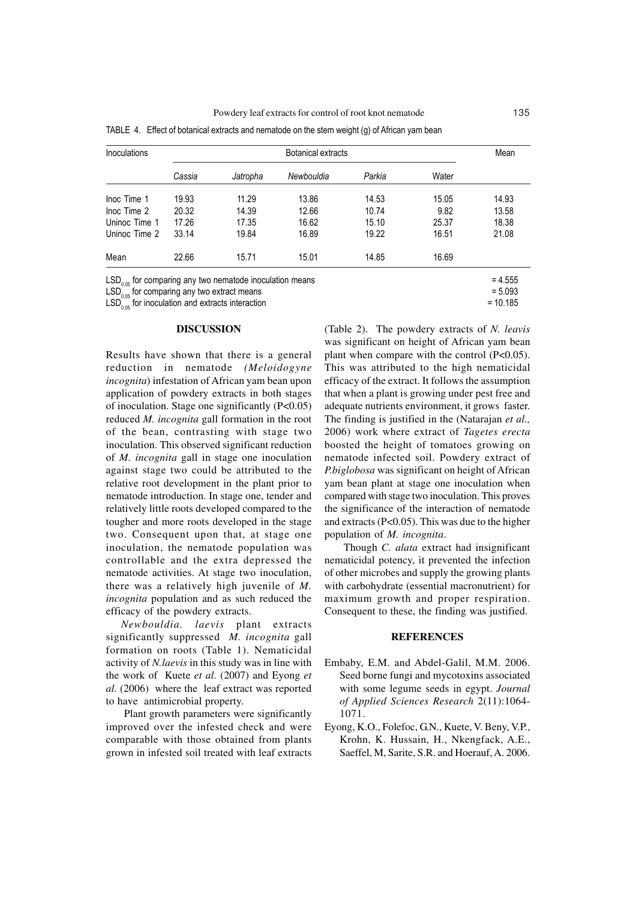TABLE 4. Effect of botanical extracts and nematode on the stem weight (g) of African yam bean

| Inoculations | Botanical extracts | | | | | Mean |
|---|---|---|---|---|---|---|
| | *Cassia* | *Jatropha* | *Newbouldia* | *Parkia* | Water | |
| Inoc Time 1 | 19.93 | 11.29 | 13.86 | 14.53 | 15.05 | 14.93 |
| Inoc Time 2 | 20.32 | 14.39 | 12.66 | 10.74 | 9.82 | 13.58 |
| Uninoc Time 1 | 17.26 | 17.35 | 16.62 | 15.10 | 25.37 | 18.38 |
| Uninoc Time 2 | 33.14 | 19.84 | 16.89 | 19.22 | 16.51 | 21.08 |
| Mean | 22.66 | 15.71 | 15.01 | 14.85 | 16.69 | |

$LSD_{0.05}$ for comparing any two nematode inoculation means = 4.555
$LSD_{0.05}$ for comparing any two extract means = 5.093
$LSD_{0.05}$ for inoculation and extracts interaction = 10.185

## DISCUSSION

Results have shown that there is a general reduction in nematode *(Meloidogyne incognita*) infestation of African yam bean upon application of powdery extracts in both stages of inoculation. Stage one significantly ($P<0.05$) reduced *M. incognita* gall formation in the root of the bean, contrasting with stage two inoculation. This observed significant reduction of *M. incognita* gall in stage one inoculation against stage two could be attributed to the relative root development in the plant prior to nematode introduction. In stage one, tender and relatively little roots developed compared to the tougher and more roots developed in the stage two. Consequent upon that, at stage one inoculation, the nematode population was controllable and the extra depressed the nematode activities. At stage two inoculation, there was a relatively high juvenile of *M. incognita* population and as such reduced the efficacy of the powdery extracts.

*Newbouldia. laevis* plant extracts significantly suppressed *M. incognita* gall formation on roots (Table 1). Nematicidal activity of *N.laevis* in this study was in line with the work of Kuete *et al.* (2007) and Eyong *et al.* (2006) where the leaf extract was reported to have antimicrobial property.

Plant growth parameters were significantly improved over the infested check and were comparable with those obtained from plants grown in infested soil treated with leaf extracts (Table 2). The powdery extracts of *N. leavis* was significant on height of African yam bean plant when compare with the control ($P<0.05$). This was attributed to the high nematicidal efficacy of the extract. It follows the assumption that when a plant is growing under pest free and adequate nutrients environment, it grows faster. The finding is justified in the (Natarajan *et al.,* 2006) work where extract of *Tagetes erecta* boosted the height of tomatoes growing on nematode infected soil. Powdery extract of *P.biglobosa* was significant on height of African yam bean plant at stage one inoculation when compared with stage two inoculation. This proves the significance of the interaction of nematode and extracts ($P<0.05$). This was due to the higher population of *M. incognita*.

Though *C. alata* extract had insignificant nematicidal potency, it prevented the infection of other microbes and supply the growing plants with carbohydrate (essential macronutrient) for maximum growth and proper respiration. Consequent to these, the finding was justified.

## REFERENCES

Embaby, E.M. and Abdel-Galil, M.M. 2006. Seed borne fungi and mycotoxins associated with some legume seeds in egypt. *Journal of Applied Sciences Research* 2(11):1064-1071.

Eyong, K.O., Folefoc, G.N., Kuete, V. Beny, V.P., Krohn, K. Hussain, H., Nkengfack, A.E., Saeffel, M, Sarite, S.R. and Hoerauf, A. 2006.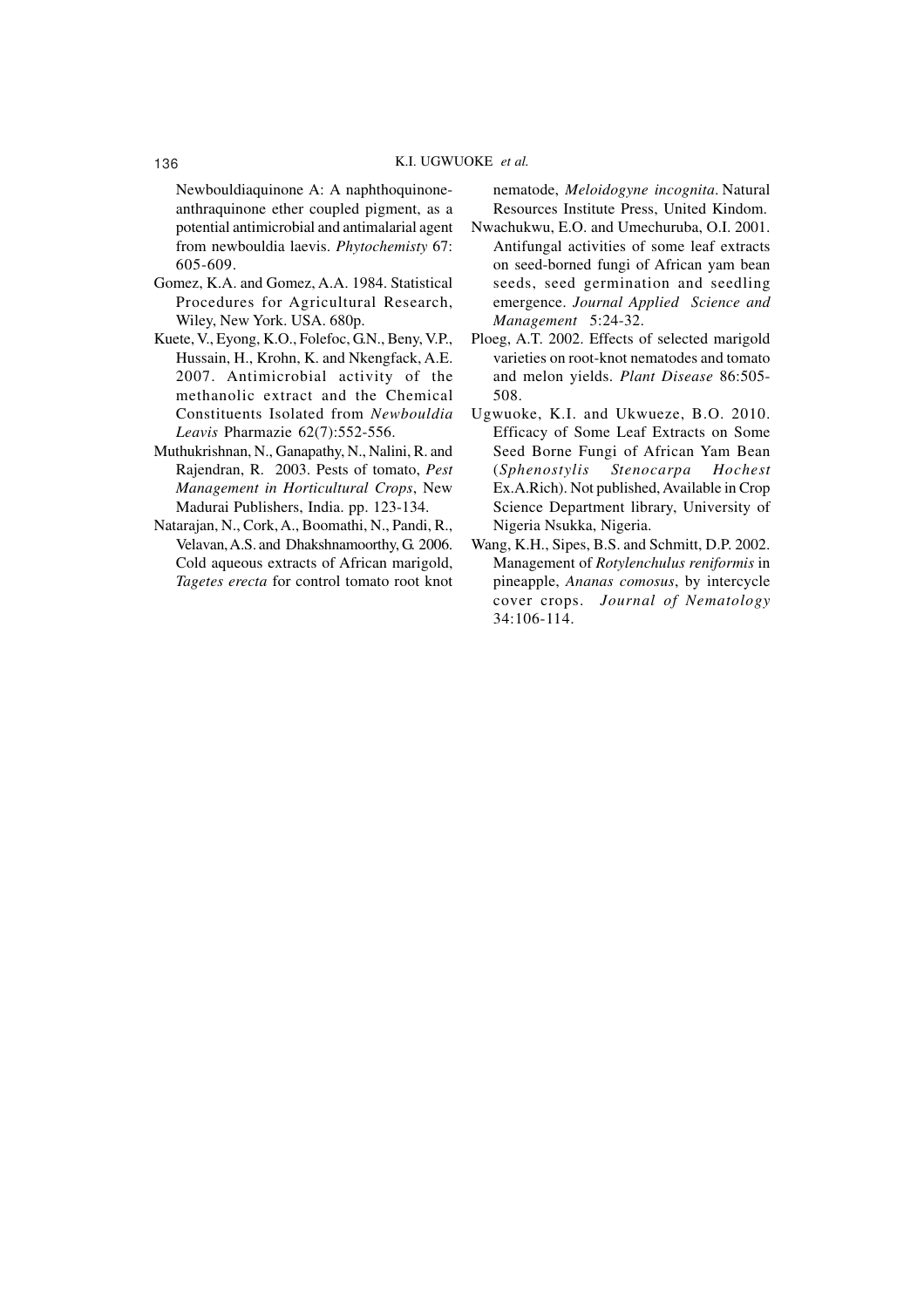Newbouldiaquinone A: A naphthoquinone-anthraquinone ether coupled pigment, as a potential antimicrobial and antimalarial agent from newbouldia laevis. *Phytochemisty* 67: 605-609.

Gomez, K.A. and Gomez, A.A. 1984. Statistical Procedures for Agricultural Research, Wiley, New York. USA. 680p.

Kuete, V., Eyong, K.O., Folefoc, G.N., Beny, V.P., Hussain, H., Krohn, K. and Nkengfack, A.E. 2007. Antimicrobial activity of the methanolic extract and the Chemical Constituents Isolated from *Newbouldia Leavis* Pharmazie 62(7):552-556.

Muthukrishnan, N., Ganapathy, N., Nalini, R. and Rajendran, R. 2003. Pests of tomato, *Pest Management in Horticultural Crops*, New Madurai Publishers, India. pp. 123-134.

Natarajan, N., Cork, A., Boomathi, N., Pandi, R., Velavan, A.S. and Dhakshnamoorthy, G. 2006. Cold aqueous extracts of African marigold, *Tagetes erecta* for control tomato root knot nematode, *Meloidogyne incognita*. Natural Resources Institute Press, United Kindom.

Nwachukwu, E.O. and Umechuruba, O.I. 2001. Antifungal activities of some leaf extracts on seed-borned fungi of African yam bean seeds, seed germination and seedling emergence. *Journal Applied Science and Management* 5:24-32.

Ploeg, A.T. 2002. Effects of selected marigold varieties on root-knot nematodes and tomato and melon yields. *Plant Disease* 86:505-508.

Ugwuoke, K.I. and Ukwueze, B.O. 2010. Efficacy of Some Leaf Extracts on Some Seed Borne Fungi of African Yam Bean (*Sphenostylis Stenocarpa Hochest* Ex.A.Rich). Not published, Available in Crop Science Department library, University of Nigeria Nsukka, Nigeria.

Wang, K.H., Sipes, B.S. and Schmitt, D.P. 2002. Management of *Rotylenchulus reniformis* in pineapple, *Ananas comosus*, by intercycle cover crops. *Journal of Nematology* 34:106-114.